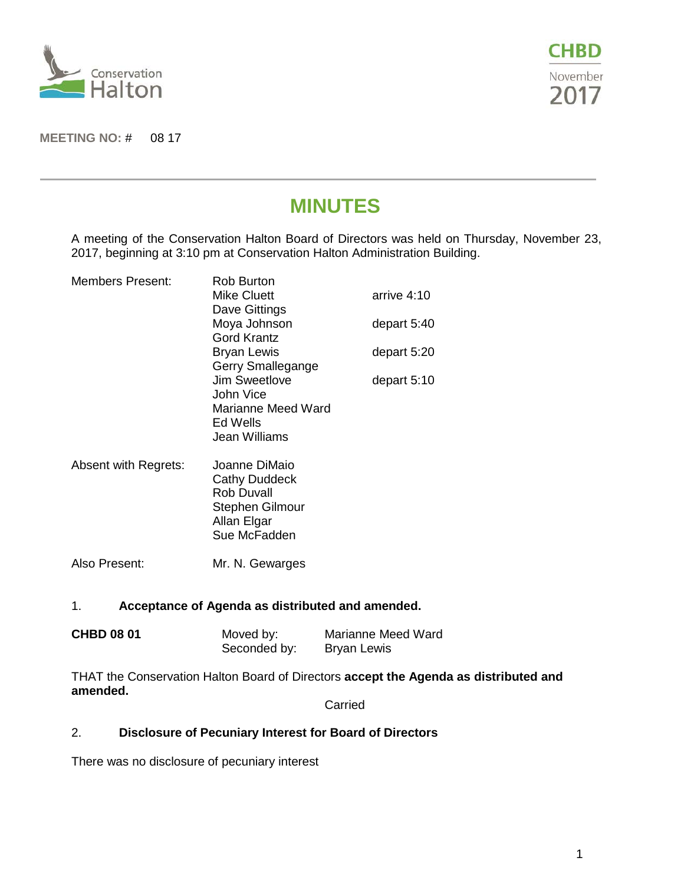Conservation Halton

**CHBD**
November
2017

**MEETING NO: #** 08 17

# MINUTES

A meeting of the Conservation Halton Board of Directors was held on Thursday, November 23, 2017, beginning at 3:10 pm at Conservation Halton Administration Building.

| | | |
|---|---|---|
| Members Present: | Rob Burton | |
| | Mike Cluett | arrive 4:10 |
| | Dave Gittings | |
| | Moya Johnson | depart 5:40 |
| | Gord Krantz | |
| | Bryan Lewis | depart 5:20 |
| | Gerry Smallegange | |
| | Jim Sweetlove | depart 5:10 |
| | John Vice | |
| | Marianne Meed Ward | |
| | Ed Wells | |
| | Jean Williams | |
| Absent with Regrets: | Joanne DiMaio | |
| | Cathy Duddeck | |
| | Rob Duvall | |
| | Stephen Gilmour | |
| | Allan Elgar | |
| | Sue McFadden | |
| Also Present: | Mr. N. Gewarges | |

1. **Acceptance of Agenda as distributed and amended.**

**CHBD 08 01** Moved by: Marianne Meed Ward
Seconded by: Bryan Lewis

THAT the Conservation Halton Board of Directors **accept the Agenda as distributed and amended.**

Carried

2. **Disclosure of Pecuniary Interest for Board of Directors**

There was no disclosure of pecuniary interest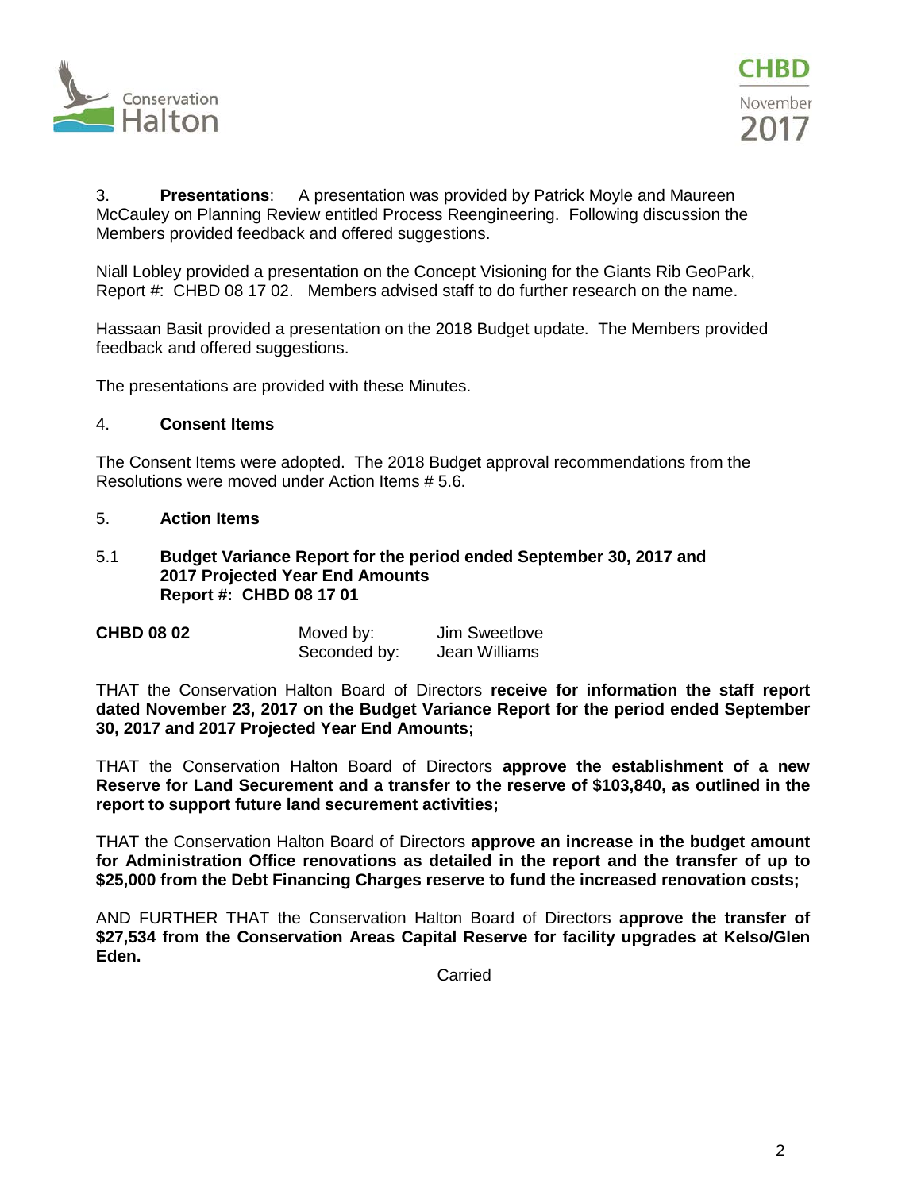3. **Presentations**: A presentation was provided by Patrick Moyle and Maureen McCauley on Planning Review entitled Process Reengineering. Following discussion the Members provided feedback and offered suggestions.

Niall Lobley provided a presentation on the Concept Visioning for the Giants Rib GeoPark, Report #: CHBD 08 17 02. Members advised staff to do further research on the name.

Hassaan Basit provided a presentation on the 2018 Budget update. The Members provided feedback and offered suggestions.

The presentations are provided with these Minutes.

4. **Consent Items**

The Consent Items were adopted. The 2018 Budget approval recommendations from the Resolutions were moved under Action Items # 5.6.

5. **Action Items**

5.1 **Budget Variance Report for the period ended September 30, 2017 and 2017 Projected Year End Amounts**
**Report #: CHBD 08 17 01**

| **CHBD 08 02** | Moved by: | Jim Sweetlove |
|---|---|---|
| | Seconded by: | Jean Williams |

THAT the Conservation Halton Board of Directors **receive for information the staff report dated November 23, 2017 on the Budget Variance Report for the period ended September 30, 2017 and 2017 Projected Year End Amounts;**

THAT the Conservation Halton Board of Directors **approve the establishment of a new Reserve for Land Securement and a transfer to the reserve of $103,840, as outlined in the report to support future land securement activities;**

THAT the Conservation Halton Board of Directors **approve an increase in the budget amount for Administration Office renovations as detailed in the report and the transfer of up to $25,000 from the Debt Financing Charges reserve to fund the increased renovation costs;**

AND FURTHER THAT the Conservation Halton Board of Directors **approve the transfer of $27,534 from the Conservation Areas Capital Reserve for facility upgrades at Kelso/Glen Eden.**

Carried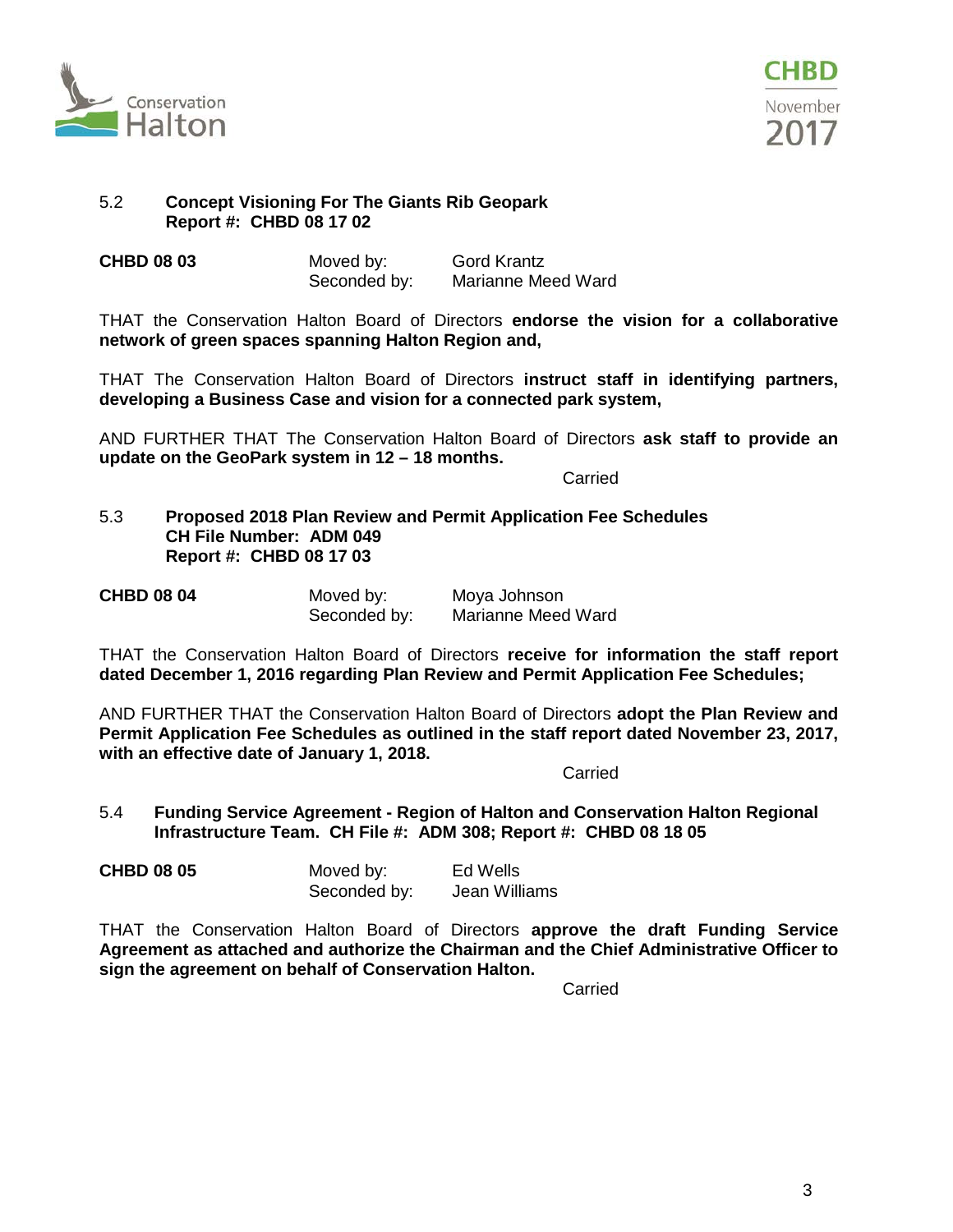5.2 **Concept Visioning For The Giants Rib Geopark**
**Report #: CHBD 08 17 02**

**CHBD 08 03** Moved by: Gord Krantz
Seconded by: Marianne Meed Ward

THAT the Conservation Halton Board of Directors **endorse the vision for a collaborative network of green spaces spanning Halton Region and,**

THAT The Conservation Halton Board of Directors **instruct staff in identifying partners, developing a Business Case and vision for a connected park system,**

AND FURTHER THAT The Conservation Halton Board of Directors **ask staff to provide an update on the GeoPark system in 12 – 18 months.**

Carried

5.3 **Proposed 2018 Plan Review and Permit Application Fee Schedules**
**CH File Number: ADM 049**
**Report #: CHBD 08 17 03**

**CHBD 08 04** Moved by: Moya Johnson
Seconded by: Marianne Meed Ward

THAT the Conservation Halton Board of Directors **receive for information the staff report dated December 1, 2016 regarding Plan Review and Permit Application Fee Schedules;**

AND FURTHER THAT the Conservation Halton Board of Directors **adopt the Plan Review and Permit Application Fee Schedules as outlined in the staff report dated November 23, 2017, with an effective date of January 1, 2018.**

Carried

5.4 **Funding Service Agreement - Region of Halton and Conservation Halton Regional Infrastructure Team. CH File #: ADM 308; Report #: CHBD 08 18 05**

**CHBD 08 05** Moved by: Ed Wells
Seconded by: Jean Williams

THAT the Conservation Halton Board of Directors **approve the draft Funding Service Agreement as attached and authorize the Chairman and the Chief Administrative Officer to sign the agreement on behalf of Conservation Halton.**

Carried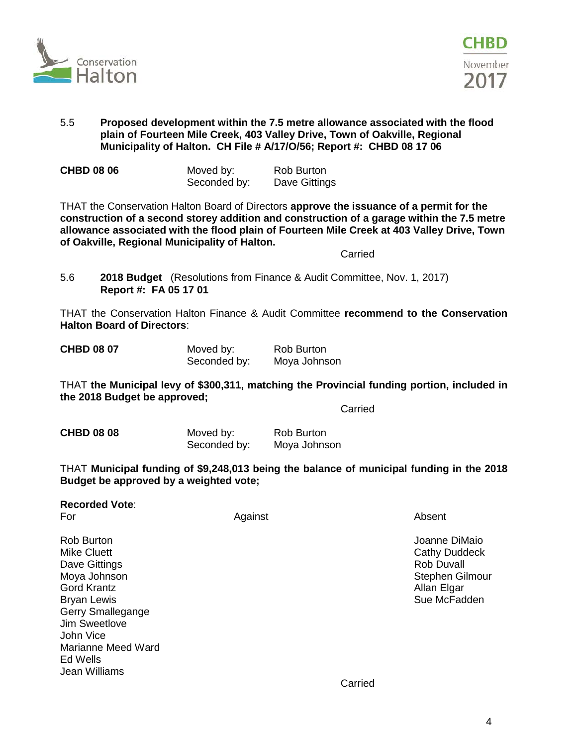5.5 **Proposed development within the 7.5 metre allowance associated with the flood plain of Fourteen Mile Creek, 403 Valley Drive, Town of Oakville, Regional Municipality of Halton. CH File # A/17/O/56; Report #: CHBD 08 17 06**

**CHBD 08 06** Moved by: Rob Burton
Seconded by: Dave Gittings

THAT the Conservation Halton Board of Directors **approve the issuance of a permit for the construction of a second storey addition and construction of a garage within the 7.5 metre allowance associated with the flood plain of Fourteen Mile Creek at 403 Valley Drive, Town of Oakville, Regional Municipality of Halton.**

Carried

5.6 **2018 Budget** (Resolutions from Finance & Audit Committee, Nov. 1, 2017)
**Report #: FA 05 17 01**

THAT the Conservation Halton Finance & Audit Committee **recommend to the Conservation Halton Board of Directors**:

**CHBD 08 07** Moved by: Rob Burton
Seconded by: Moya Johnson

THAT **the Municipal levy of $300,311, matching the Provincial funding portion, included in the 2018 Budget be approved;**

Carried

**CHBD 08 08** Moved by: Rob Burton
Seconded by: Moya Johnson

THAT **Municipal funding of $9,248,013 being the balance of municipal funding in the 2018 Budget be approved by a weighted vote;**

**Recorded Vote**:

| For | Against | Absent |
|---|---|---|
| Rob Burton | | Joanne DiMaio |
| Mike Cluett | | Cathy Duddeck |
| Dave Gittings | | Rob Duvall |
| Moya Johnson | | Stephen Gilmour |
| Gord Krantz | | Allan Elgar |
| Bryan Lewis | | Sue McFadden |
| Gerry Smallegange | | |
| Jim Sweetlove | | |
| John Vice | | |
| Marianne Meed Ward | | |
| Ed Wells | | |
| Jean Williams | | |

Carried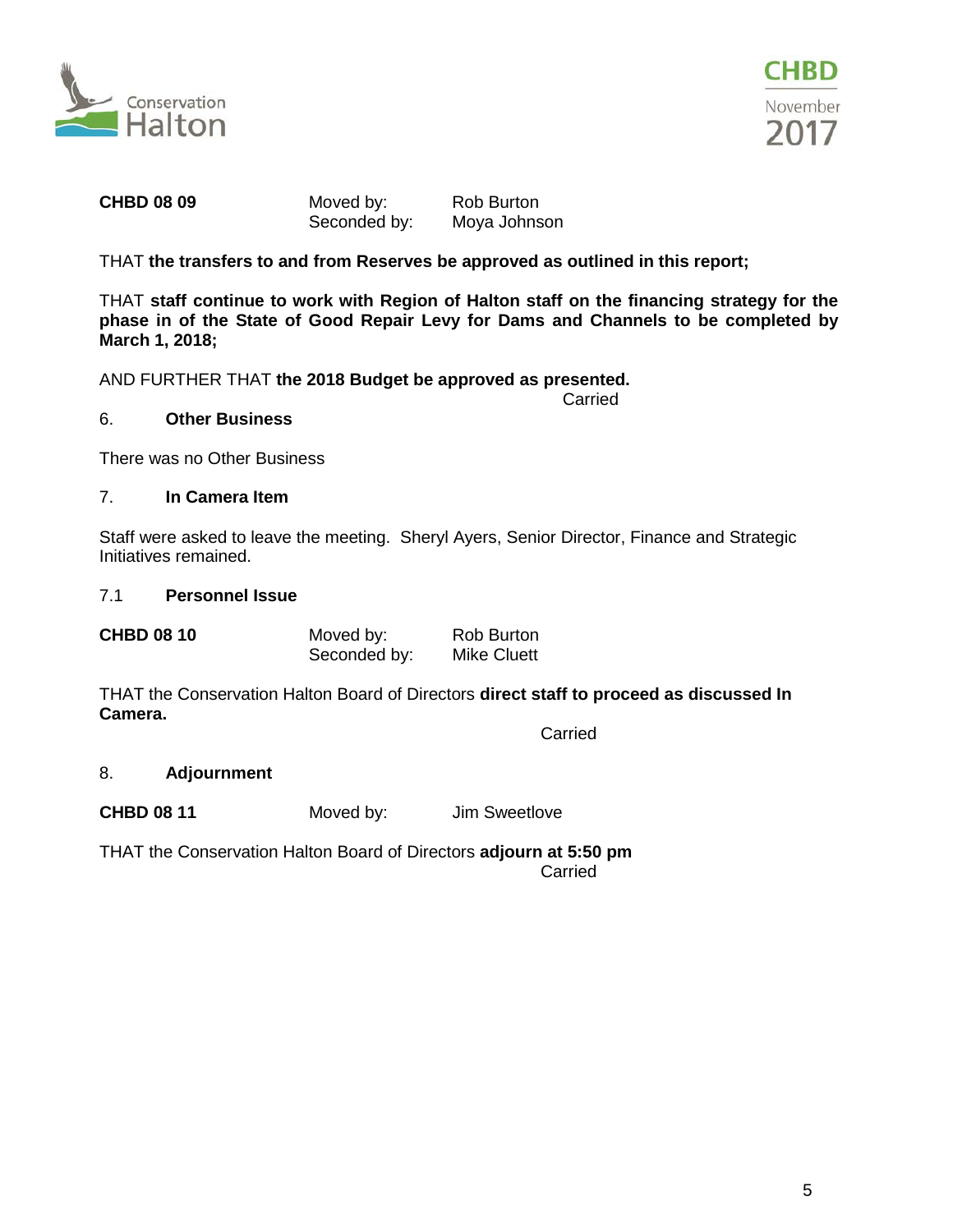**CHBD 08 09** Moved by: Rob Burton
Seconded by: Moya Johnson

THAT **the transfers to and from Reserves be approved as outlined in this report;**

THAT **staff continue to work with Region of Halton staff on the financing strategy for the phase in of the State of Good Repair Levy for Dams and Channels to be completed by March 1, 2018;**

AND FURTHER THAT **the 2018 Budget be approved as presented.**

Carried

## 6. Other Business

There was no Other Business

## 7. In Camera Item

Staff were asked to leave the meeting. Sheryl Ayers, Senior Director, Finance and Strategic Initiatives remained.

### 7.1 Personnel Issue

**CHBD 08 10** Moved by: Rob Burton
Seconded by: Mike Cluett

THAT the Conservation Halton Board of Directors **direct staff to proceed as discussed In Camera.**

Carried

## 8. Adjournment

**CHBD 08 11** Moved by: Jim Sweetlove

THAT the Conservation Halton Board of Directors **adjourn at 5:50 pm**

Carried